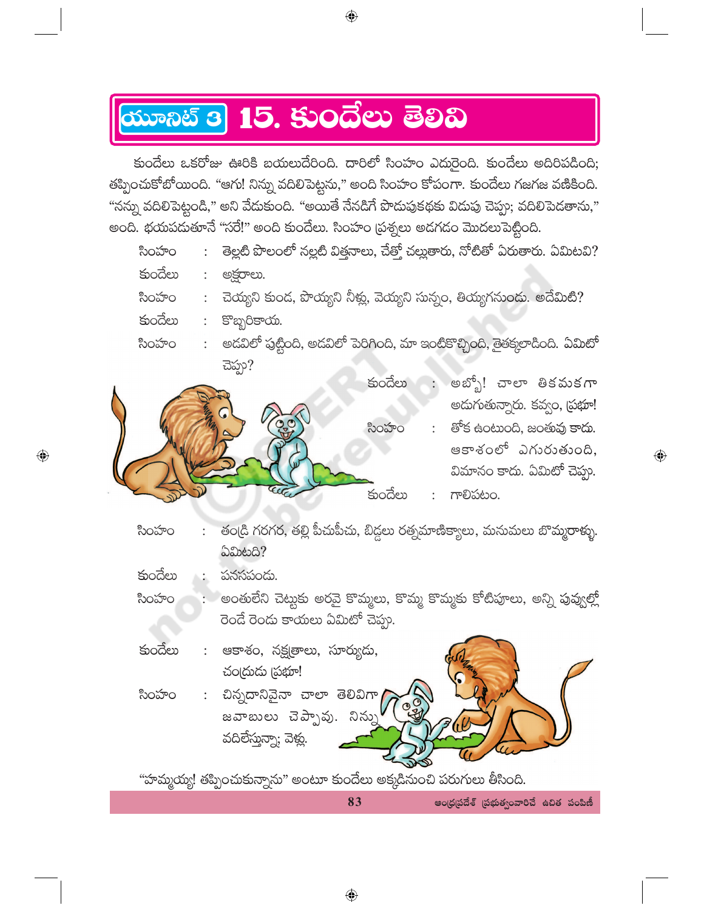# యూనిట్ 3 15. కుందేలు తెలివి

కుందేలు ఒకరోజు ఊరికి బయలుదేరింది. దారిలో సింహం ఎదురైంది. కుందేలు అదిరిపడింది; తప్పించుకోబోయింది. "ఆగు! నిన్ను వదిలిపెట్టను," అంది సింహం కోపంగా. కుందేలు గజగజ వణికింది. "నన్ను వదిలిపెట్టండి," అని వేడుకుంది. "అయితే నేనడిగే పొడుపుకథకు విడుపు చెప్పు; వదిలిపెడతాను," అంది. భయపడుతూనే "సరే!" అంది కుందేలు. సింహం ప్రశ్నలు అడగడం మొదలుపెట్టింది.

సింహం : తెల్లటి పొలంలో నల్లటి విత్తనాలు, చేత్తో చల్లుతారు, నోటితో ఏరుతారు. ఏమిటవి?

కుందేలు : అక్షరాలు.

సింహం : చెయ్యని కుండ, పొయ్యని నీళ్లు, వెయ్యని సున్నం, తియ్యగనుండు. అదేమిటి?

కుందేలు : కొబ్బరికాయ.

సింహం : అడవిలో పుట్టింది, అడవిలో పెరిగింది, మా ఇంటికొచ్చింది, తైతక్కలాడింది. ఏమిటో చెప్పు?

కుందేలు : అబ్బో! చాలా తికమకగా అడుగుతున్నారు. కవ్వం, ప్రభూ!

సింహం : తోక ఉంటుంది, జంతువు కాదు. ఆకాశంలో ఎగురుతుంది, విమానం కాదు. ఏమిటో చెప్పు.

కుందేలు : గాలిపటం.

సింహం : తండ్రి గరగర, తల్లి పీచుపీచు, బిడ్డలు రత్నమాణిక్యాలు, మనుమలు బొమ్మరాళ్ళు. ఏమిటది?

కుందేలు : పనసపండు.

సింహం : అంతులేని చెట్టుకు అరవై కొమ్మలు, కొమ్మ కొమ్మకు కోటిపూలు, అన్ని పువ్వుల్లో రెండే రెండు కాయలు ఏమిటో చెప్పు.

కుందేలు : ఆకాశం, నక్షత్రాలు, సూర్యుడు, చంద్రుడు ప్రభూ!

సింహం : చిన్నదానివైనా చాలా తెలివిగా జవాబులు చెప్పావు. నిన్ను వదిలేస్తున్నా; వెళ్లు.

"హమ్మయ్య! తప్పించుకున్నాను" అంటూ కుందేలు అక్కడినుంచి పరుగులు తీసింది.

ఆంధ్రప్రదేశ్ ప్రభుత్వంవారిచే ఉచిత పంపిణీ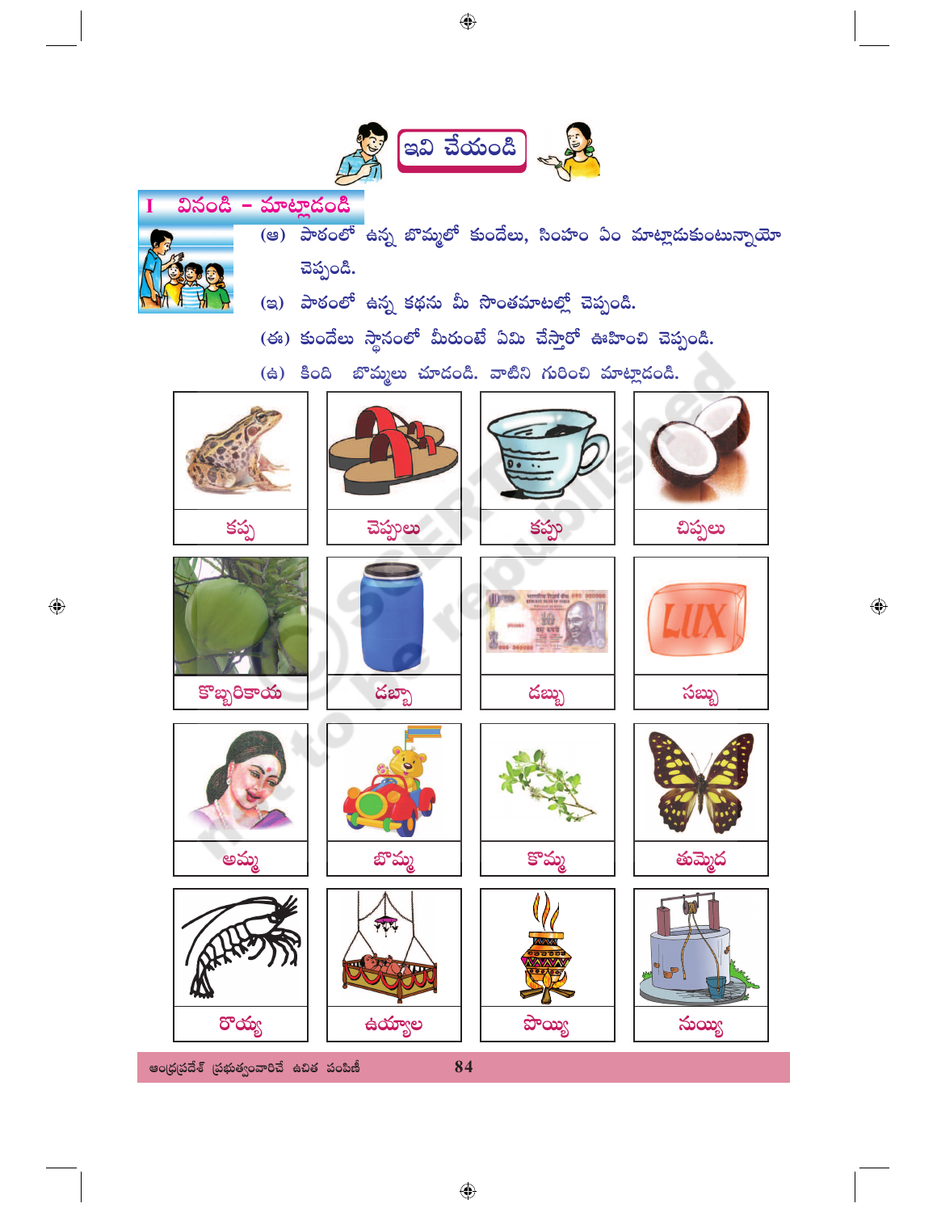## ఇవి చేయండి

### I వినండి - మాట్లాడండి

(అ) పాఠంలో ఉన్న బొమ్మలో కుందేలు, సింహం ఏం మాట్లాడుకుంటున్నాయో చెప్పండి.

(ఇ) పాఠంలో ఉన్న కథను మీ సొంతమాటల్లో చెప్పండి.

(ఈ) కుందేలు స్థానంలో మీరుంటే ఏమి చేస్తారో ఊహించి చెప్పండి.

(ఉ) కింది బొమ్మలు చూడండి. వాటిని గురించి మాట్లాడండి.

| | | | |
|---|---|---|---|
| కప్ప | చెప్పులు | కప్పు | చిప్పలు |
| కొబ్బరికాయ | డబ్బా | డబ్బు | సబ్బు |
| అమ్మ | బొమ్మ | కొమ్మ | తుమ్మెద |
| రొయ్య | ఉయ్యాల | పొయ్యి | నుయ్యి |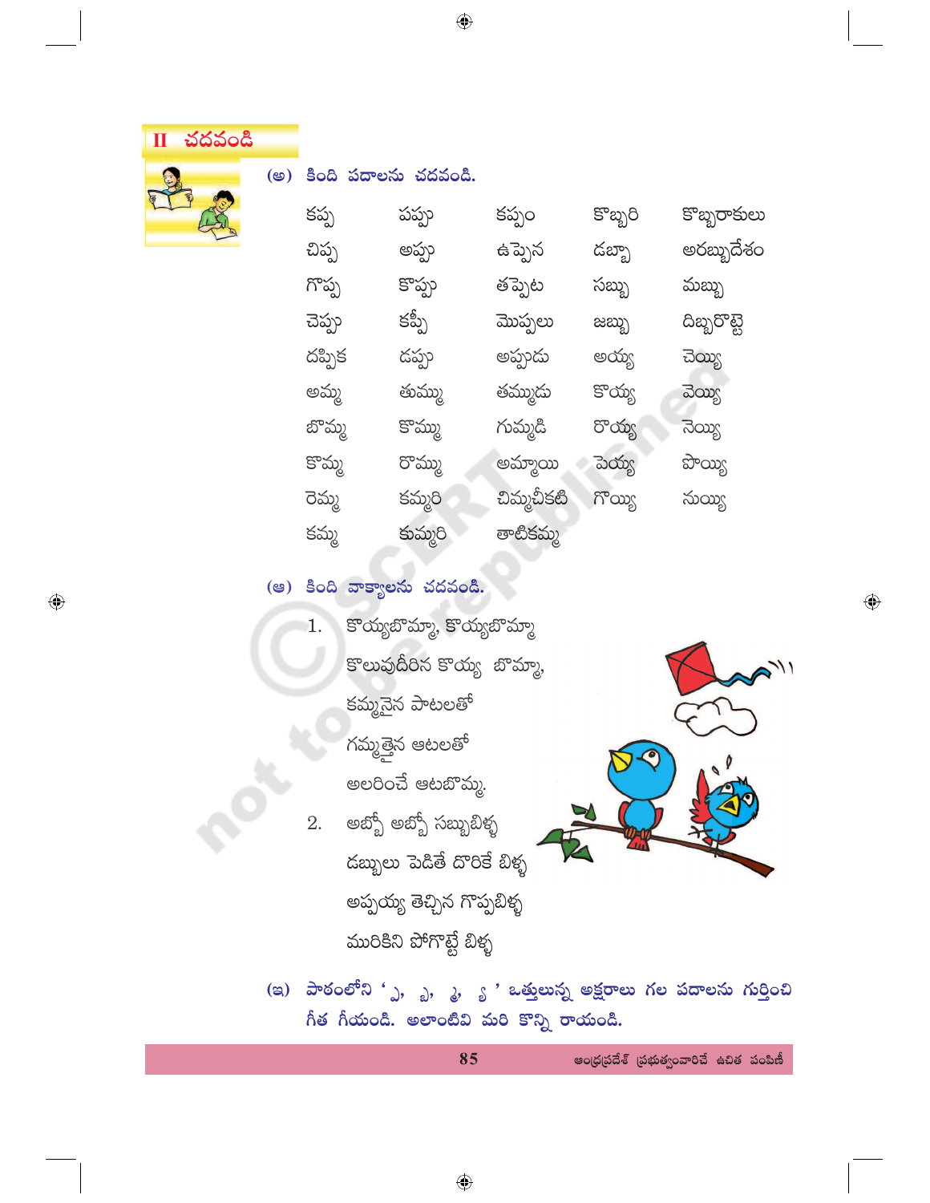## II చదవండి

(అ) కింది పదాలను చదవండి.

| | | | | |
|---|---|---|---|---|
| కప్ప | పప్పు | కప్పం | కొబ్బరి | కొబ్బరాకులు |
| చిప్ప | అప్పు | ఉప్పెన | డబ్బా | అరబ్బుదేశం |
| గొప్ప | కొప్పు | తప్పెట | సబ్బు | మబ్బు |
| చెప్పు | కప్పీ | మొప్పలు | జబ్బు | దిబ్బరొట్టె |
| దప్పిక | డప్పు | అప్పుడు | అయ్య | చెయ్యి |
| అమ్మ | తుమ్ము | తమ్ముడు | కొయ్య | వెయ్యి |
| బొమ్మ | కొమ్ము | గుమ్మడి | రొయ్య | నెయ్యి |
| కొమ్మ | రొమ్ము | అమ్మాయి | పెయ్య | పొయ్యి |
| రెమ్మ | కమ్మరి | చిమ్మచీకటి | గొయ్యి | నుయ్యి |
| కమ్మ | కుమ్మరి | తాటికమ్మ | | |

(ఆ) కింది వాక్యాలను చదవండి.

1. కొయ్యబొమ్మా, కొయ్యబొమ్మా
కొలువుదీరిన కొయ్య బొమ్మా,
కమ్మనైన పాటలతో
గమ్మత్తైన ఆటలతో
అలరించే ఆటబొమ్మ.

2. అబ్బో అబ్బో సబ్బుబిళ్ళ
డబ్బులు పెడితే దొరికే బిళ్ళ
అప్పయ్య తెచ్చిన గొప్పబిళ్ళ
మురికిని పోగొట్టే బిళ్ళ

(ఇ) పాఠంలోని ' ్ప, ్బ, ్మ, ్య ' ఒత్తులున్న అక్షరాలు గల పదాలను గుర్తించి గీత గీయండి. అలాంటివి మరి కొన్ని రాయండి.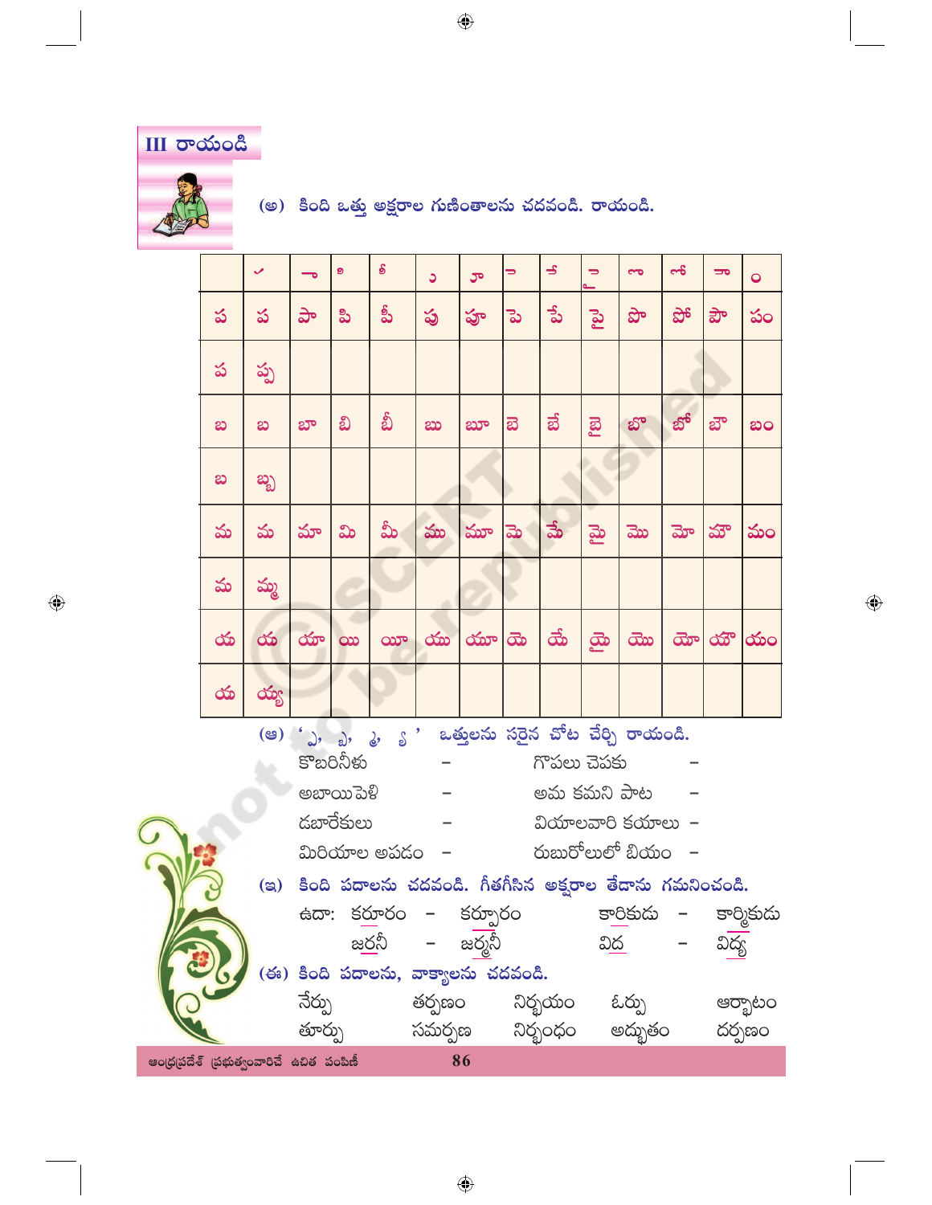## III రాయండి

(అ) కింది ఒత్తు అక్షరాల గుణింతాలను చదవండి. రాయండి.

| | ✓ | ా | ి | ీ | ు | ూ | ె | ే | ై | ొ | ో | ౌ | ం |
|---|---|---|---|---|---|---|---|---|---|---|---|---|---|
| ప | ప | పా | పి | పీ | పు | పూ | పె | పే | పై | పొ | పో | పౌ | పం |
| ప | ప్ప | | | | | | | | | | | | |
| బ | బ | బా | బి | బీ | బు | బూ | బె | బే | బై | బొ | బో | బౌ | బం |
| బ | బ్బ | | | | | | | | | | | | |
| మ | మ | మా | మి | మీ | ము | మూ | మె | మే | మై | మొ | మో | మౌ | మం |
| మ | మ్మ | | | | | | | | | | | | |
| య | య | యా | యి | యీ | యు | యూ | యె | యే | యై | యొ | యో | యౌ | యం |
| య | య్య | | | | | | | | | | | | |

(ఆ) '్ప, ్బ, ్మ, ్య' ఒత్తులను సరైన చోట చేర్చి రాయండి.

కొబరినీళు –  గొపలు చెపకు –

అబాయిపెళి –  అమ కమని పాట –

డబారేకులు –  వియాలవారి కయాలు –

మిరియాల అపడం –  రుబురోలులో బియం –

(ఇ) కింది పదాలను చదవండి. గీతగీసిన అక్షరాల తేడాను గమనించండి.

ఉదా: కరూరం – కర్పూరం  కారికుడు – కార్మికుడు

జరనీ – జర్మనీ  విద – విద్య

(ఈ) కింది పదాలను, వాక్యాలను చదవండి.

నేర్పు  తర్పణం  నిర్భయం  ఓర్పు  ఆర్భాటం

తూర్పు  సమర్పణ  నిర్బంధం  అద్భుతం  దర్పణం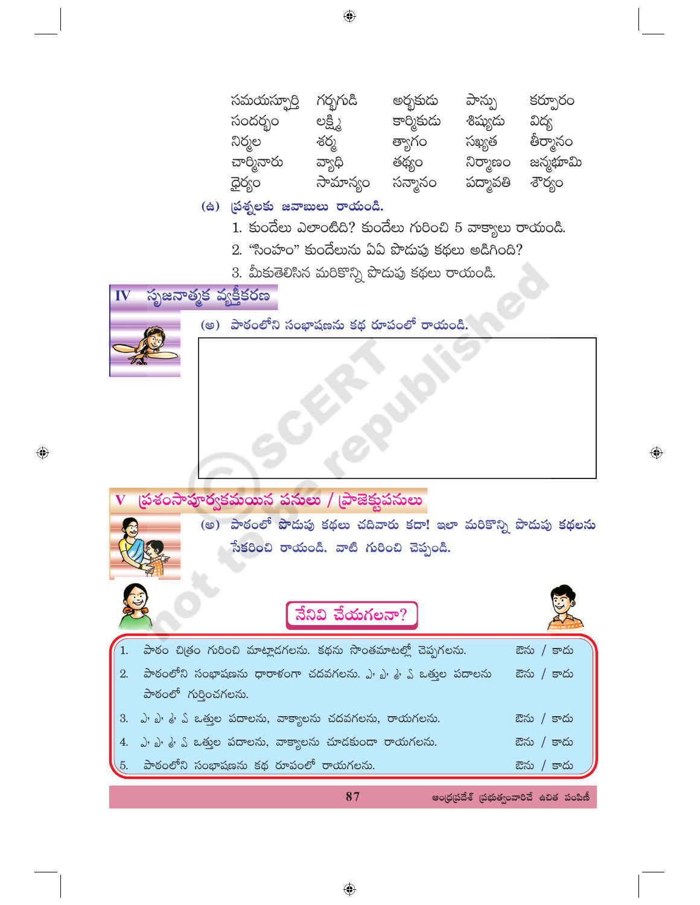| | | | | |
|---|---|---|---|---|
| సమయస్ఫూర్తి | గర్భగుడి | అర్భకుడు | పాన్పు | కర్పూరం |
| సందర్భం | లక్ష్మి | కార్మికుడు | శిష్యుడు | విద్య |
| నిర్మల | శర్మ | త్యాగం | సఖ్యత | తీర్మానం |
| చార్మినారు | వ్యాధి | తథ్యం | నిర్మాణం | జన్మభూమి |
| ధైర్యం | సామాన్యం | సన్మానం | పద్మావతి | శౌర్యం |

**(ఉ) ప్రశ్నలకు జవాబులు రాయండి.**

1. కుందేలు ఎలాంటిది? కుందేలు గురించి 5 వాక్యాలు రాయండి.
2. "సింహం" కుందేలును ఏఏ పొడుపు కథలు అడిగింది?
3. మీకుతెలిసిన మరికొన్ని పొడుపు కథలు రాయండి.

## IV సృజనాత్మక వ్యక్తీకరణ

**(అ) పాఠంలోని సంభాషణను కథ రూపంలో రాయండి.**

## V ప్రశంసాపూర్వకమయిన పనులు / ప్రాజెక్టుపనులు

**(అ) పాఠంలో పొడుపు కథలు చదివారు కదా! ఇలా మరికొన్ని పొడుపు కథలను సేకరించి రాయండి. వాటి గురించి చెప్పండి.**

### నేనివి చేయగలనా?

| | | |
|---|---|---|
| 1. | పాఠం చిత్రం గురించి మాట్లాడగలను. కథను సొంతమాటల్లో చెప్పగలను. | ఔను / కాదు |
| 2. | పాఠంలోని సంభాషణను ధారాళంగా చదవగలను. ఎ, ఏ, ఉ, ఏ ఒత్తుల పదాలను పాఠంలో గుర్తించగలను. | ఔను / కాదు |
| 3. | ఎ, ఏ, ఉ, ఏ ఒత్తుల పదాలను, వాక్యాలను చదవగలను, రాయగలను. | ఔను / కాదు |
| 4. | ఎ, ఏ, ఉ, ఏ ఒత్తుల పదాలను, వాక్యాలను చూడకుండా రాయగలను. | ఔను / కాదు |
| 5. | పాఠంలోని సంభాషణను కథ రూపంలో రాయగలను. | ఔను / కాదు |